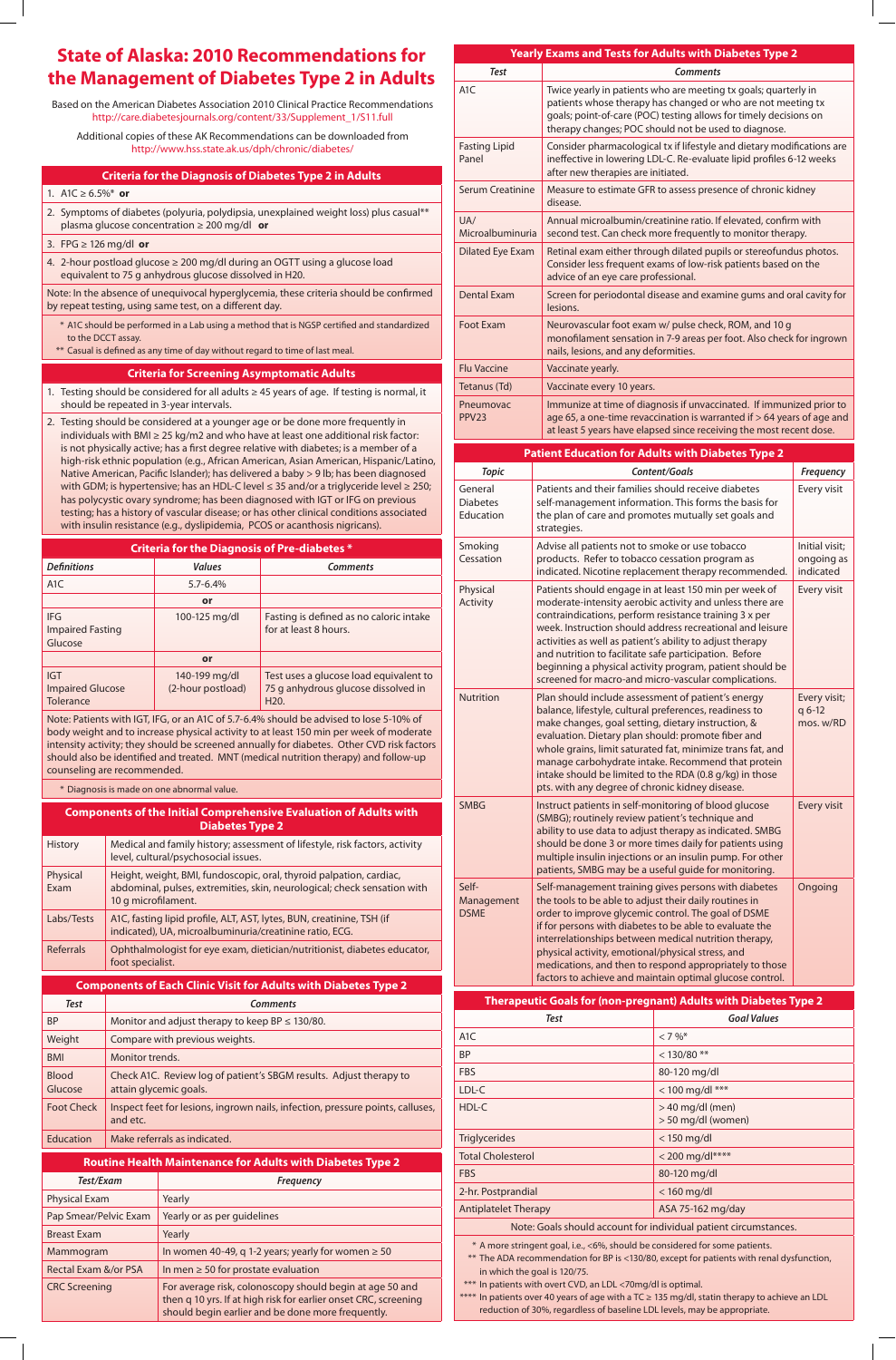# State of Alaska: 2010 Recommendations for the Management of Diabetes Type 2 in Adults

Based on the American Diabetes Association 2010 Clinical Practice Recommendations
http://care.diabetesjournals.org/content/33/Supplement_1/S11.full

Additional copies of these AK Recommendations can be downloaded from
http://www.hss.state.ak.us/dph/chronic/diabetes/

## Criteria for the Diagnosis of Diabetes Type 2 in Adults

1. A1C ≥ 6.5%* **or**
2. Symptoms of diabetes (polyuria, polydipsia, unexplained weight loss) plus casual** plasma glucose concentration ≥ 200 mg/dl **or**
3. FPG ≥ 126 mg/dl **or**
4. 2-hour postload glucose ≥ 200 mg/dl during an OGTT using a glucose load equivalent to 75 g anhydrous glucose dissolved in H20.

Note: In the absence of unequivocal hyperglycemia, these criteria should be confirmed by repeat testing, using same test, on a different day.

\* A1C should be performed in a Lab using a method that is NGSP certified and standardized to the DCCT assay.
** Casual is defined as any time of day without regard to time of last meal.

## Criteria for Screening Asymptomatic Adults

1. Testing should be considered for all adults ≥ 45 years of age. If testing is normal, it should be repeated in 3-year intervals.
2. Testing should be considered at a younger age or be done more frequently in individuals with BMI ≥ 25 kg/m2 and who have at least one additional risk factor: is not physically active; has a first degree relative with diabetes; is a member of a high-risk ethnic population (e.g., African American, Asian American, Hispanic/Latino, Native American, Pacific Islander); has delivered a baby > 9 lb; has been diagnosed with GDM; is hypertensive; has an HDL-C level ≤ 35 and/or a triglyceride level ≥ 250; has polycystic ovary syndrome; has been diagnosed with IGT or IFG on previous testing; has a history of vascular disease; or has other clinical conditions associated with insulin resistance (e.g., dyslipidemia, PCOS or acanthosis nigricans).

## Criteria for the Diagnosis of Pre-diabetes *

| Definitions | Values | Comments |
|---|---|---|
| A1C | 5.7-6.4% | |
| | or | |
| IFG Impaired Fasting Glucose | 100-125 mg/dl | Fasting is defined as no caloric intake for at least 8 hours. |
| | or | |
| IGT Impaired Glucose Tolerance | 140-199 mg/dl (2-hour postload) | Test uses a glucose load equivalent to 75 g anhydrous glucose dissolved in H20. |

Note: Patients with IGT, IFG, or an A1C of 5.7-6.4% should be advised to lose 5-10% of body weight and to increase physical activity to at least 150 min per week of moderate intensity activity; they should be screened annually for diabetes. Other CVD risk factors should also be identified and treated. MNT (medical nutrition therapy) and follow-up counseling are recommended.

\* Diagnosis is made on one abnormal value.

## Components of the Initial Comprehensive Evaluation of Adults with Diabetes Type 2

| | |
|---|---|
| History | Medical and family history; assessment of lifestyle, risk factors, activity level, cultural/psychosocial issues. |
| Physical Exam | Height, weight, BMI, fundoscopic, oral, thyroid palpation, cardiac, abdominal, pulses, extremities, skin, neurological; check sensation with 10 g microfilament. |
| Labs/Tests | A1C, fasting lipid profile, ALT, AST, lytes, BUN, creatinine, TSH (if indicated), UA, microalbuminuria/creatinine ratio, ECG. |
| Referrals | Ophthalmologist for eye exam, dietician/nutritionist, diabetes educator, foot specialist. |

## Components of Each Clinic Visit for Adults with Diabetes Type 2

| Test | Comments |
|---|---|
| BP | Monitor and adjust therapy to keep BP ≤ 130/80. |
| Weight | Compare with previous weights. |
| BMI | Monitor trends. |
| Blood Glucose | Check A1C. Review log of patient's SBGM results. Adjust therapy to attain glycemic goals. |
| Foot Check | Inspect feet for lesions, ingrown nails, infection, pressure points, calluses, and etc. |
| Education | Make referrals as indicated. |

## Routine Health Maintenance for Adults with Diabetes Type 2

| Test/Exam | Frequency |
|---|---|
| Physical Exam | Yearly |
| Pap Smear/Pelvic Exam | Yearly or as per guidelines |
| Breast Exam | Yearly |
| Mammogram | In women 40-49, q 1-2 years; yearly for women ≥ 50 |
| Rectal Exam &/or PSA | In men ≥ 50 for prostate evaluation |
| CRC Screening | For average risk, colonoscopy should begin at age 50 and then q 10 yrs. If at high risk for earlier onset CRC, screening should begin earlier and be done more frequently. |

## Yearly Exams and Tests for Adults with Diabetes Type 2

| Test | Comments |
|---|---|
| A1C | Twice yearly in patients who are meeting tx goals; quarterly in patients whose therapy has changed or who are not meeting tx goals; point-of-care (POC) testing allows for timely decisions on therapy changes; POC should not be used to diagnose. |
| Fasting Lipid Panel | Consider pharmacological tx if lifestyle and dietary modifications are ineffective in lowering LDL-C. Re-evaluate lipid profiles 6-12 weeks after new therapies are initiated. |
| Serum Creatinine | Measure to estimate GFR to assess presence of chronic kidney disease. |
| UA/ Microalbuminuria | Annual microalbumin/creatinine ratio. If elevated, confirm with second test. Can check more frequently to monitor therapy. |
| Dilated Eye Exam | Retinal exam either through dilated pupils or stereofundus photos. Consider less frequent exams of low-risk patients based on the advice of an eye care professional. |
| Dental Exam | Screen for periodontal disease and examine gums and oral cavity for lesions. |
| Foot Exam | Neurovascular foot exam w/ pulse check, ROM, and 10 g monofilament sensation in 7-9 areas per foot. Also check for ingrown nails, lesions, and any deformities. |
| Flu Vaccine | Vaccinate yearly. |
| Tetanus (Td) | Vaccinate every 10 years. |
| Pneumovac PPV23 | Immunize at time of diagnosis if unvaccinated. If immunized prior to age 65, a one-time revaccination is warranted if > 64 years of age and at least 5 years have elapsed since receiving the most recent dose. |

## Patient Education for Adults with Diabetes Type 2

| Topic | Content/Goals | Frequency |
|---|---|---|
| General Diabetes Education | Patients and their families should receive diabetes self-management information. This forms the basis for the plan of care and promotes mutually set goals and strategies. | Every visit |
| Smoking Cessation | Advise all patients not to smoke or use tobacco products. Refer to tobacco cessation program as indicated. Nicotine replacement therapy recommended. | Initial visit; ongoing as indicated |
| Physical Activity | Patients should engage in at least 150 min per week of moderate-intensity aerobic activity and unless there are contraindications, perform resistance training 3 x per week. Instruction should address recreational and leisure activities as well as patient's ability to adjust therapy and nutrition to facilitate safe participation. Before beginning a physical activity program, patient should be screened for macro-and micro-vascular complications. | Every visit |
| Nutrition | Plan should include assessment of patient's energy balance, lifestyle, cultural preferences, readiness to make changes, goal setting, dietary instruction, & evaluation. Dietary plan should: promote fiber and whole grains, limit saturated fat, minimize trans fat, and manage carbohydrate intake. Recommend that protein intake should be limited to the RDA (0.8 g/kg) in those pts. with any degree of chronic kidney disease. | Every visit; q 6-12 mos. w/RD |
| SMBG | Instruct patients in self-monitoring of blood glucose (SMBG); routinely review patient's technique and ability to use data to adjust therapy as indicated. SMBG should be done 3 or more times daily for patients using multiple insulin injections or an insulin pump. For other patients, SMBG may be a useful guide for monitoring. | Every visit |
| Self-Management DSME | Self-management training gives persons with diabetes the tools to be able to adjust their daily routines in order to improve glycemic control. The goal of DSME if for persons with diabetes to be able to evaluate the interrelationships between medical nutrition therapy, physical activity, emotional/physical stress, and medications, and then to respond appropriately to those factors to achieve and maintain optimal glucose control. | Ongoing |

## Therapeutic Goals for (non-pregnant) Adults with Diabetes Type 2

| Test | Goal Values |
|---|---|
| A1C | < 7 %* |
| BP | < 130/80 ** |
| FBS | 80-120 mg/dl |
| LDL-C | < 100 mg/dl *** |
| HDL-C | > 40 mg/dl (men) > 50 mg/dl (women) |
| Triglycerides | < 150 mg/dl |
| Total Cholesterol | < 200 mg/dl**** |
| FBS | 80-120 mg/dl |
| 2-hr. Postprandial | < 160 mg/dl |
| Antiplatelet Therapy | ASA 75-162 mg/day |

Note: Goals should account for individual patient circumstances.

\* A more stringent goal, i.e., <6%, should be considered for some patients.
** The ADA recommendation for BP is <130/80, except for patients with renal dysfunction, in which the goal is 120/75.
*** In patients with overt CVD, an LDL <70mg/dl is optimal.
**** In patients over 40 years of age with a TC ≥ 135 mg/dl, statin therapy to achieve an LDL reduction of 30%, regardless of baseline LDL levels, may be appropriate.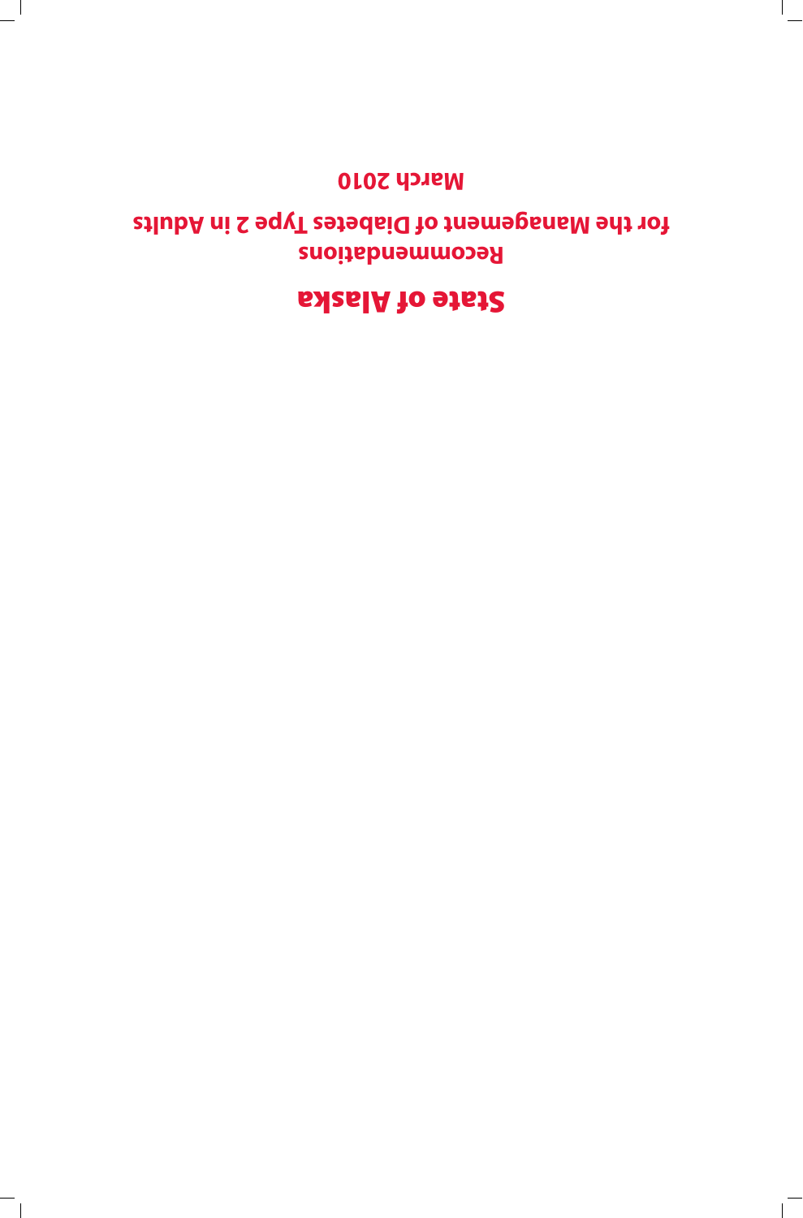# State of Alaska

**Recommendations**

**for the Management of Diabetes Type 2 in Adults**

**March 2010**